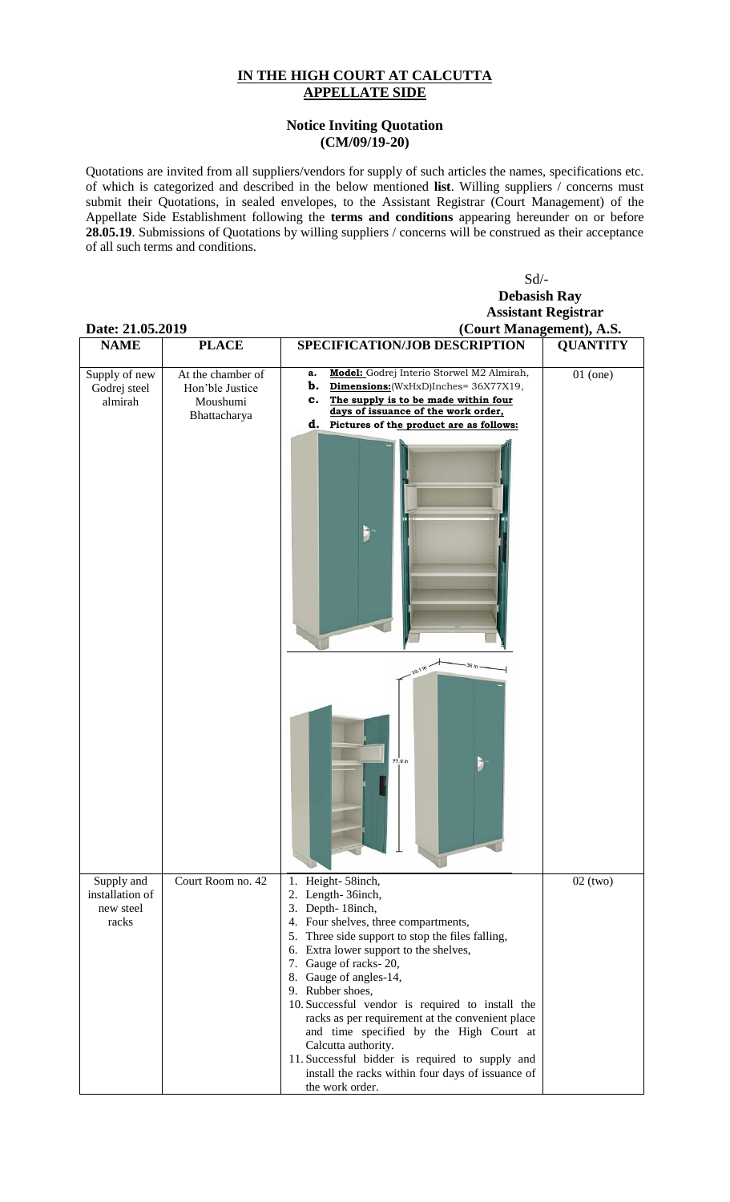# IN THE HIGH COURT AT CALCUTTA
# APPELLATE SIDE

## Notice Inviting Quotation
## (CM/09/19-20)

Quotations are invited from all suppliers/vendors for supply of such articles the names, specifications etc. of which is categorized and described in the below mentioned **list**. Willing suppliers / concerns must submit their Quotations, in sealed envelopes, to the Assistant Registrar (Court Management) of the Appellate Side Establishment following the **terms and conditions** appearing hereunder on or before **28.05.19**. Submissions of Quotations by willing suppliers / concerns will be construed as their acceptance of all such terms and conditions.

Sd/-
**Debasish Ray**
**Assistant Registrar**
**(Court Management), A.S.**

**Date: 21.05.2019**

| NAME | PLACE | SPECIFICATION/JOB DESCRIPTION | QUANTITY |
|---|---|---|---|
| Supply of new Godrej steel almirah | At the chamber of Hon'ble Justice Moushumi Bhattacharya | a. **Model:** Godrej Interio Storwel M2 Almirah, b. **Dimensions:**(WxHxD)Inches= 36X77X19, c. **The supply is to be made within four days of issuance of the work order,** d. **Pictures of the product are as follows:** | 01 (one) |
| Supply and installation of new steel racks | Court Room no. 42 | 1. Height- 58inch, 2. Length- 36inch, 3. Depth- 18inch, 4. Four shelves, three compartments, 5. Three side support to stop the files falling, 6. Extra lower support to the shelves, 7. Gauge of racks- 20, 8. Gauge of angles-14, 9. Rubber shoes, 10. Successful vendor is required to install the racks as per requirement at the convenient place and time specified by the High Court at Calcutta authority. 11. Successful bidder is required to supply and install the racks within four days of issuance of the work order. | 02 (two) |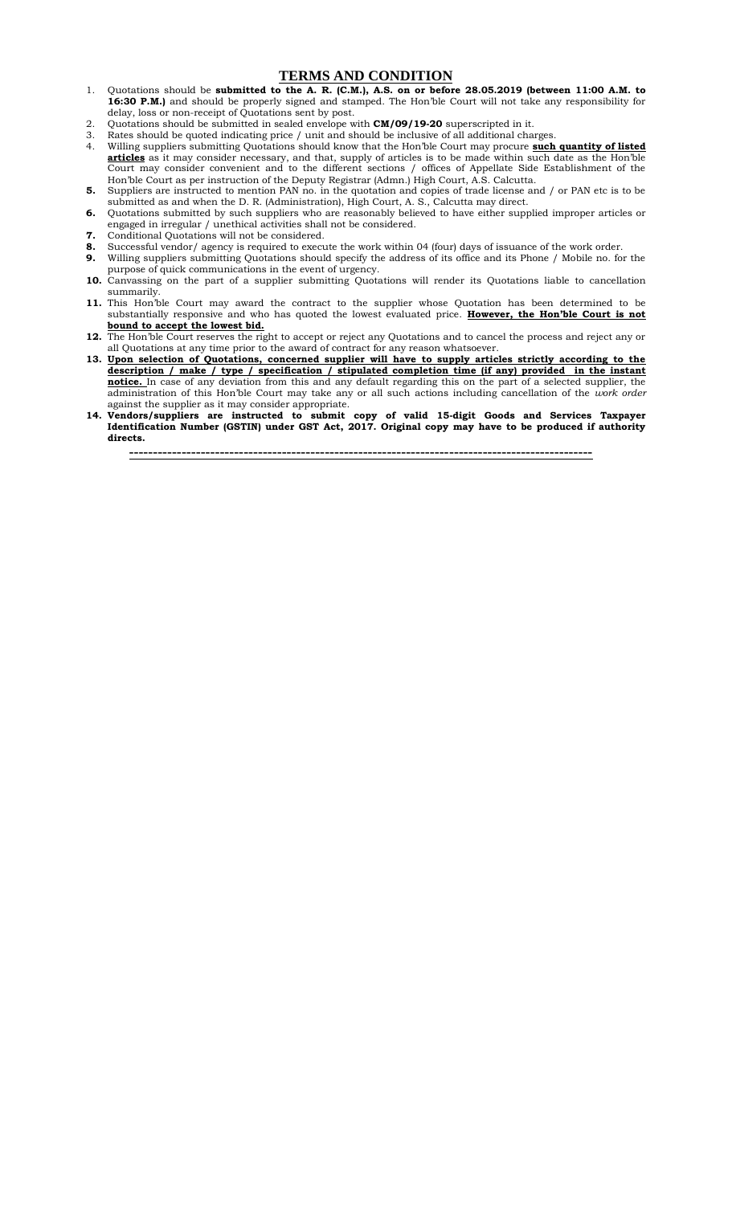# TERMS AND CONDITION

1. Quotations should be **submitted to the A. R. (C.M.), A.S. on or before 28.05.2019 (between 11:00 A.M. to 16:30 P.M.)** and should be properly signed and stamped. The Hon'ble Court will not take any responsibility for delay, loss or non-receipt of Quotations sent by post.
2. Quotations should be submitted in sealed envelope with **CM/09/19-20** superscripted in it.
3. Rates should be quoted indicating price / unit and should be inclusive of all additional charges.
4. Willing suppliers submitting Quotations should know that the Hon'ble Court may procure **<u>such quantity of listed articles</u>** as it may consider necessary, and that, supply of articles is to be made within such date as the Hon'ble Court may consider convenient and to the different sections / offices of Appellate Side Establishment of the Hon'ble Court as per instruction of the Deputy Registrar (Admn.) High Court, A.S. Calcutta.
5. Suppliers are instructed to mention PAN no. in the quotation and copies of trade license and / or PAN etc is to be submitted as and when the D. R. (Administration), High Court, A. S., Calcutta may direct.
6. Quotations submitted by such suppliers who are reasonably believed to have either supplied improper articles or engaged in irregular / unethical activities shall not be considered.
7. Conditional Quotations will not be considered.
8. Successful vendor/ agency is required to execute the work within 04 (four) days of issuance of the work order.
9. Willing suppliers submitting Quotations should specify the address of its office and its Phone / Mobile no. for the purpose of quick communications in the event of urgency.
10. Canvassing on the part of a supplier submitting Quotations will render its Quotations liable to cancellation summarily.
11. This Hon'ble Court may award the contract to the supplier whose Quotation has been determined to be substantially responsive and who has quoted the lowest evaluated price. **<u>However, the Hon'ble Court is not bound to accept the lowest bid.</u>**
12. The Hon'ble Court reserves the right to accept or reject any Quotations and to cancel the process and reject any or all Quotations at any time prior to the award of contract for any reason whatsoever.
13. **<u>Upon selection of Quotations, concerned supplier will have to supply articles strictly according to the description / make / type / specification / stipulated completion time (if any) provided in the instant notice.</u>** In case of any deviation from this and any default regarding this on the part of a selected supplier, the administration of this Hon'ble Court may take any or all such actions including cancellation of the *work order* against the supplier as it may consider appropriate.
14. **Vendors/suppliers are instructed to submit copy of valid 15-digit Goods and Services Taxpayer Identification Number (GSTIN) under GST Act, 2017. Original copy may have to be produced if authority directs.**

---